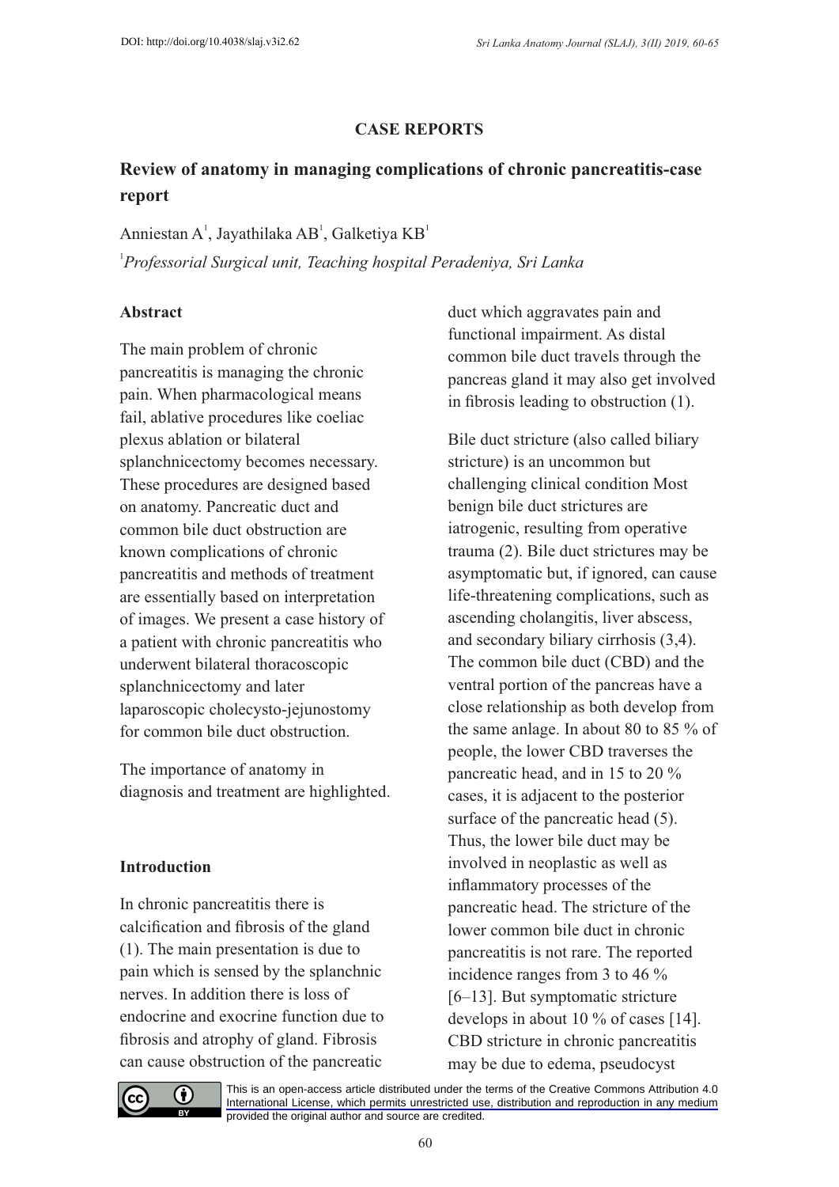## CASE REPORTS

# Review of anatomy in managing complications of chronic pancreatitis-case report

Anniestan A[1], Jayathilaka AB[1], Galketiya KB[1]

[1]*Professorial Surgical unit, Teaching hospital Peradeniya, Sri Lanka*

### Abstract

The main problem of chronic pancreatitis is managing the chronic pain. When pharmacological means fail, ablative procedures like coeliac plexus ablation or bilateral splanchnicectomy becomes necessary. These procedures are designed based on anatomy. Pancreatic duct and common bile duct obstruction are known complications of chronic pancreatitis and methods of treatment are essentially based on interpretation of images. We present a case history of a patient with chronic pancreatitis who underwent bilateral thoracoscopic splanchnicectomy and later laparoscopic cholecysto-jejunostomy for common bile duct obstruction.

The importance of anatomy in diagnosis and treatment are highlighted.

### Introduction

In chronic pancreatitis there is calcification and fibrosis of the gland (1). The main presentation is due to pain which is sensed by the splanchnic nerves. In addition there is loss of endocrine and exocrine function due to fibrosis and atrophy of gland. Fibrosis can cause obstruction of the pancreatic duct which aggravates pain and functional impairment. As distal common bile duct travels through the pancreas gland it may also get involved in fibrosis leading to obstruction (1).

Bile duct stricture (also called biliary stricture) is an uncommon but challenging clinical condition Most benign bile duct strictures are iatrogenic, resulting from operative trauma (2). Bile duct strictures may be asymptomatic but, if ignored, can cause life-threatening complications, such as ascending cholangitis, liver abscess, and secondary biliary cirrhosis (3,4). The common bile duct (CBD) and the ventral portion of the pancreas have a close relationship as both develop from the same anlage. In about 80 to 85 % of people, the lower CBD traverses the pancreatic head, and in 15 to 20 % cases, it is adjacent to the posterior surface of the pancreatic head (5). Thus, the lower bile duct may be involved in neoplastic as well as inflammatory processes of the pancreatic head. The stricture of the lower common bile duct in chronic pancreatitis is not rare. The reported incidence ranges from 3 to 46 % [6–13]. But symptomatic stricture develops in about 10 % of cases [14]. CBD stricture in chronic pancreatitis may be due to edema, pseudocyst

This is an open-access article distributed under the terms of the Creative Commons Attribution 4.0 International License, which permits unrestricted use, distribution and reproduction in any medium provided the original author and source are credited.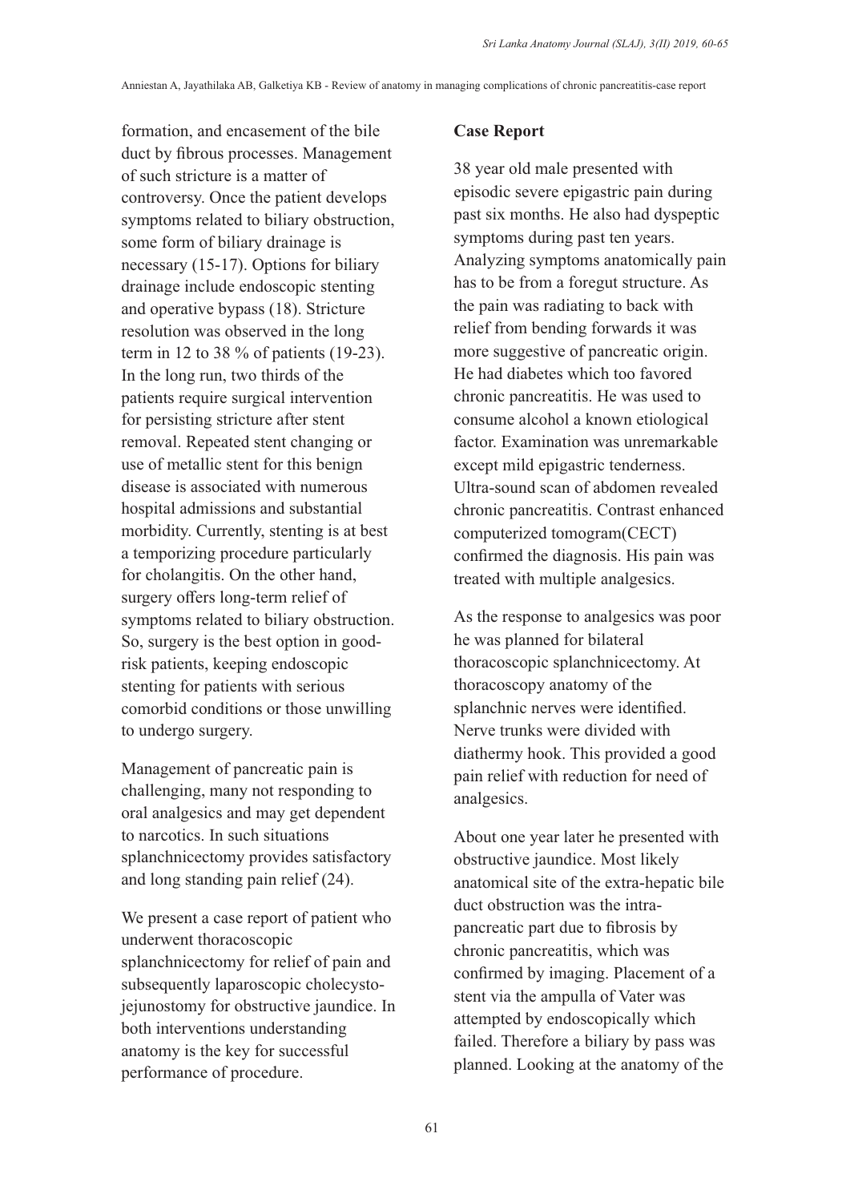formation, and encasement of the bile duct by fibrous processes. Management of such stricture is a matter of controversy. Once the patient develops symptoms related to biliary obstruction, some form of biliary drainage is necessary (15-17). Options for biliary drainage include endoscopic stenting and operative bypass (18). Stricture resolution was observed in the long term in 12 to 38 % of patients (19-23). In the long run, two thirds of the patients require surgical intervention for persisting stricture after stent removal. Repeated stent changing or use of metallic stent for this benign disease is associated with numerous hospital admissions and substantial morbidity. Currently, stenting is at best a temporizing procedure particularly for cholangitis. On the other hand, surgery offers long-term relief of symptoms related to biliary obstruction. So, surgery is the best option in good-risk patients, keeping endoscopic stenting for patients with serious comorbid conditions or those unwilling to undergo surgery.

Management of pancreatic pain is challenging, many not responding to oral analgesics and may get dependent to narcotics. In such situations splanchnicectomy provides satisfactory and long standing pain relief (24).

We present a case report of patient who underwent thoracoscopic splanchnicectomy for relief of pain and subsequently laparoscopic cholecysto-jejunostomy for obstructive jaundice. In both interventions understanding anatomy is the key for successful performance of procedure.

## Case Report

38 year old male presented with episodic severe epigastric pain during past six months. He also had dyspeptic symptoms during past ten years. Analyzing symptoms anatomically pain has to be from a foregut structure. As the pain was radiating to back with relief from bending forwards it was more suggestive of pancreatic origin. He had diabetes which too favored chronic pancreatitis. He was used to consume alcohol a known etiological factor. Examination was unremarkable except mild epigastric tenderness. Ultra-sound scan of abdomen revealed chronic pancreatitis. Contrast enhanced computerized tomogram(CECT) confirmed the diagnosis. His pain was treated with multiple analgesics.

As the response to analgesics was poor he was planned for bilateral thoracoscopic splanchnicectomy. At thoracoscopy anatomy of the splanchnic nerves were identified. Nerve trunks were divided with diathermy hook. This provided a good pain relief with reduction for need of analgesics.

About one year later he presented with obstructive jaundice. Most likely anatomical site of the extra-hepatic bile duct obstruction was the intra-pancreatic part due to fibrosis by chronic pancreatitis, which was confirmed by imaging. Placement of a stent via the ampulla of Vater was attempted by endoscopically which failed. Therefore a biliary by pass was planned. Looking at the anatomy of the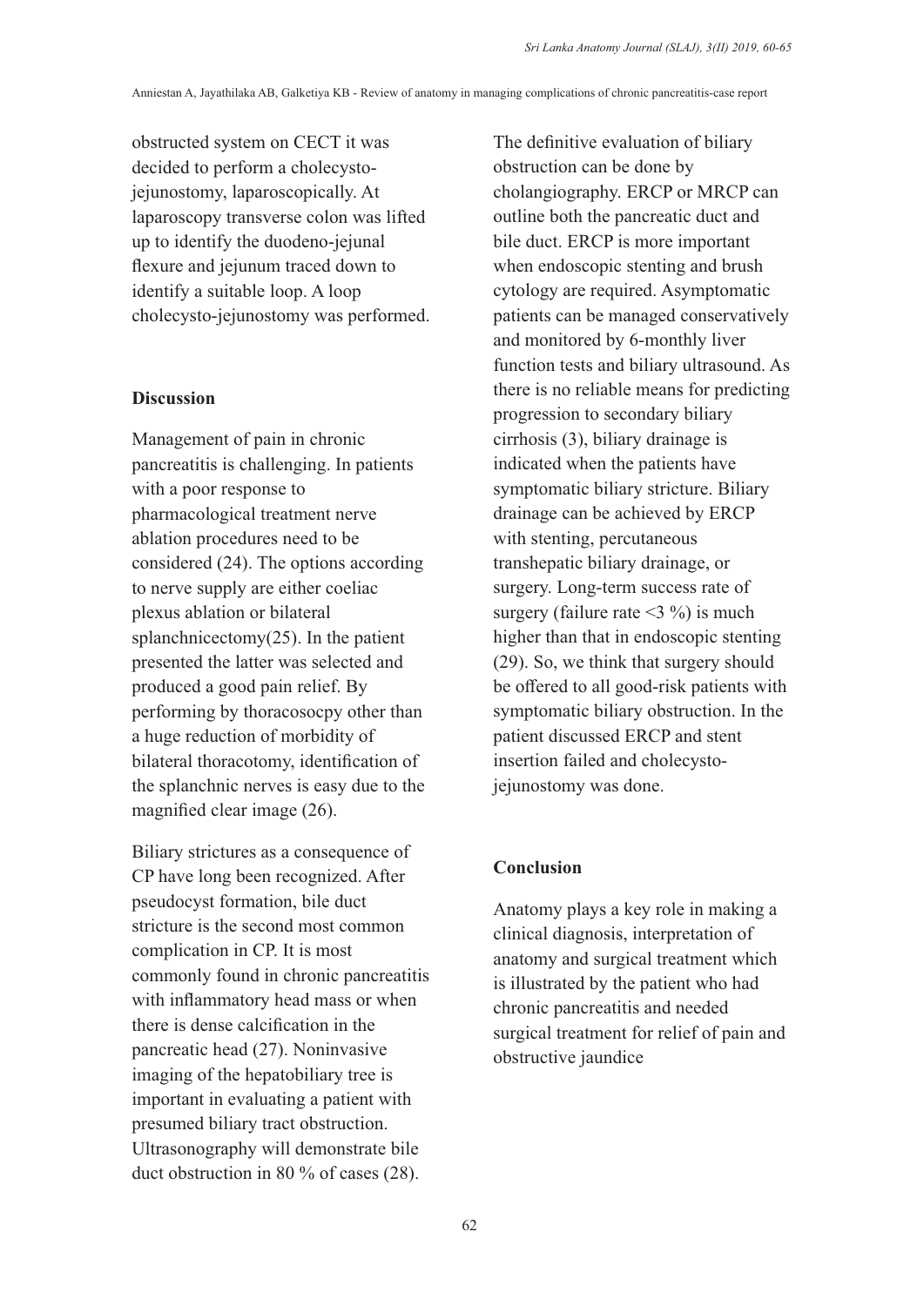obstructed system on CECT it was decided to perform a cholecysto-jejunostomy, laparoscopically. At laparoscopy transverse colon was lifted up to identify the duodeno-jejunal flexure and jejunum traced down to identify a suitable loop. A loop cholecysto-jejunostomy was performed.

## Discussion

Management of pain in chronic pancreatitis is challenging. In patients with a poor response to pharmacological treatment nerve ablation procedures need to be considered (24). The options according to nerve supply are either coeliac plexus ablation or bilateral splanchnicectomy(25). In the patient presented the latter was selected and produced a good pain relief. By performing by thoracosocpy other than a huge reduction of morbidity of bilateral thoracotomy, identification of the splanchnic nerves is easy due to the magnified clear image (26).

Biliary strictures as a consequence of CP have long been recognized. After pseudocyst formation, bile duct stricture is the second most common complication in CP. It is most commonly found in chronic pancreatitis with inflammatory head mass or when there is dense calcification in the pancreatic head (27). Noninvasive imaging of the hepatobiliary tree is important in evaluating a patient with presumed biliary tract obstruction. Ultrasonography will demonstrate bile duct obstruction in 80 % of cases (28).

The definitive evaluation of biliary obstruction can be done by cholangiography. ERCP or MRCP can outline both the pancreatic duct and bile duct. ERCP is more important when endoscopic stenting and brush cytology are required. Asymptomatic patients can be managed conservatively and monitored by 6-monthly liver function tests and biliary ultrasound. As there is no reliable means for predicting progression to secondary biliary cirrhosis (3), biliary drainage is indicated when the patients have symptomatic biliary stricture. Biliary drainage can be achieved by ERCP with stenting, percutaneous transhepatic biliary drainage, or surgery. Long-term success rate of surgery (failure rate <3 %) is much higher than that in endoscopic stenting (29). So, we think that surgery should be offered to all good-risk patients with symptomatic biliary obstruction. In the patient discussed ERCP and stent insertion failed and cholecysto-jejunostomy was done.

## Conclusion

Anatomy plays a key role in making a clinical diagnosis, interpretation of anatomy and surgical treatment which is illustrated by the patient who had chronic pancreatitis and needed surgical treatment for relief of pain and obstructive jaundice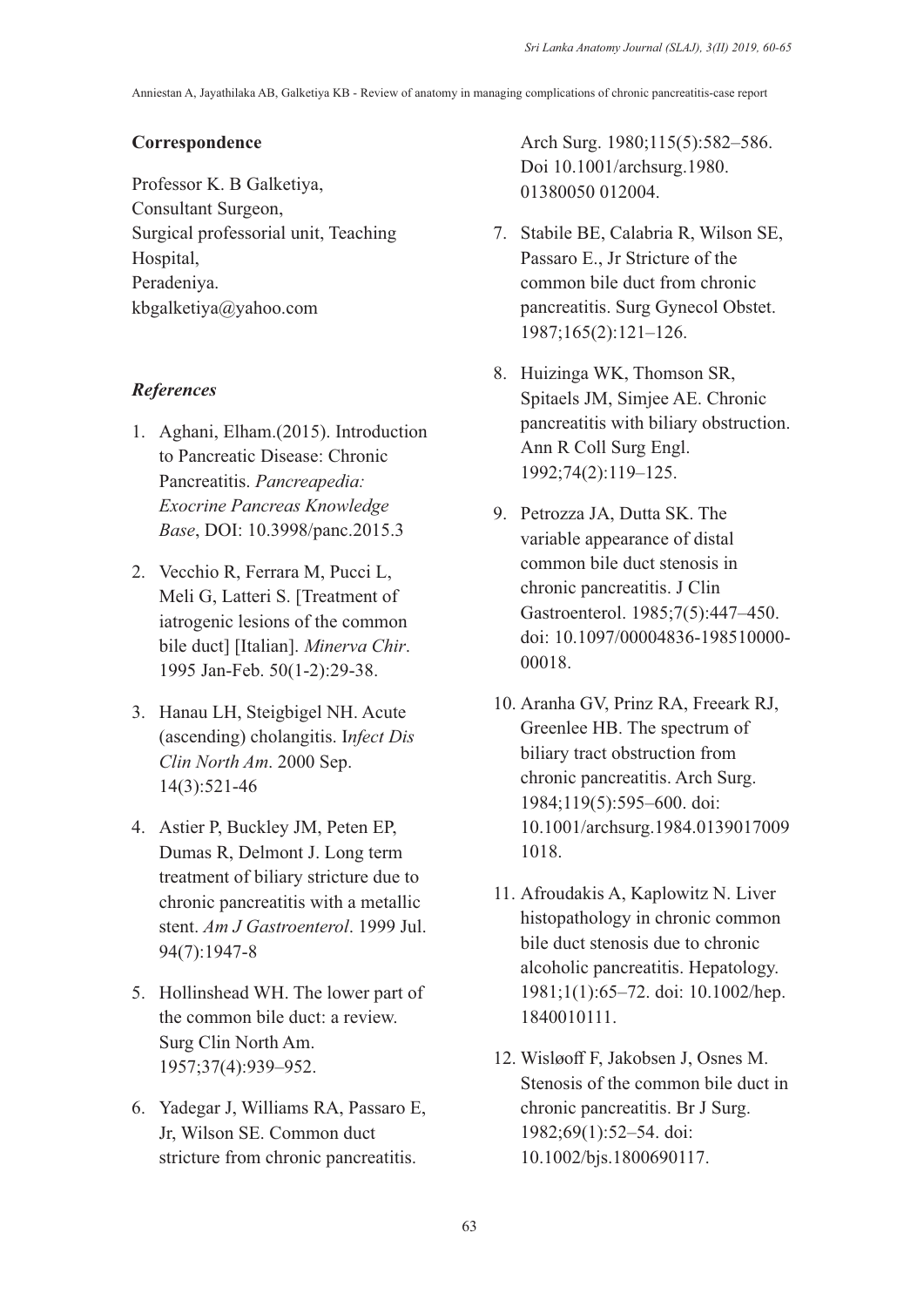## Correspondence

Professor K. B Galketiya,
Consultant Surgeon,
Surgical professorial unit, Teaching Hospital,
Peradeniya.
kbgalketiya@yahoo.com

## *References*

1. Aghani, Elham.(2015). Introduction to Pancreatic Disease: Chronic Pancreatitis. *Pancreapedia: Exocrine Pancreas Knowledge Base*, DOI: 10.3998/panc.2015.3
2. Vecchio R, Ferrara M, Pucci L, Meli G, Latteri S. [Treatment of iatrogenic lesions of the common bile duct] [Italian]. *Minerva Chir*. 1995 Jan-Feb. 50(1-2):29-38.
3. Hanau LH, Steigbigel NH. Acute (ascending) cholangitis. I*nfect Dis Clin North Am*. 2000 Sep. 14(3):521-46
4. Astier P, Buckley JM, Peten EP, Dumas R, Delmont J. Long term treatment of biliary stricture due to chronic pancreatitis with a metallic stent. *Am J Gastroenterol*. 1999 Jul. 94(7):1947-8
5. Hollinshead WH. The lower part of the common bile duct: a review. Surg Clin North Am. 1957;37(4):939–952.
6. Yadegar J, Williams RA, Passaro E, Jr, Wilson SE. Common duct stricture from chronic pancreatitis. Arch Surg. 1980;115(5):582–586. Doi 10.1001/archsurg.1980. 01380050 012004.
7. Stabile BE, Calabria R, Wilson SE, Passaro E., Jr Stricture of the common bile duct from chronic pancreatitis. Surg Gynecol Obstet. 1987;165(2):121–126.
8. Huizinga WK, Thomson SR, Spitaels JM, Simjee AE. Chronic pancreatitis with biliary obstruction. Ann R Coll Surg Engl. 1992;74(2):119–125.
9. Petrozza JA, Dutta SK. The variable appearance of distal common bile duct stenosis in chronic pancreatitis. J Clin Gastroenterol. 1985;7(5):447–450. doi: 10.1097/00004836-198510000-00018.
10. Aranha GV, Prinz RA, Freeark RJ, Greenlee HB. The spectrum of biliary tract obstruction from chronic pancreatitis. Arch Surg. 1984;119(5):595–600. doi: 10.1001/archsurg.1984.01390170091018.
11. Afroudakis A, Kaplowitz N. Liver histopathology in chronic common bile duct stenosis due to chronic alcoholic pancreatitis. Hepatology. 1981;1(1):65–72. doi: 10.1002/hep.1840010111.
12. Wisløoff F, Jakobsen J, Osnes M. Stenosis of the common bile duct in chronic pancreatitis. Br J Surg. 1982;69(1):52–54. doi: 10.1002/bjs.1800690117.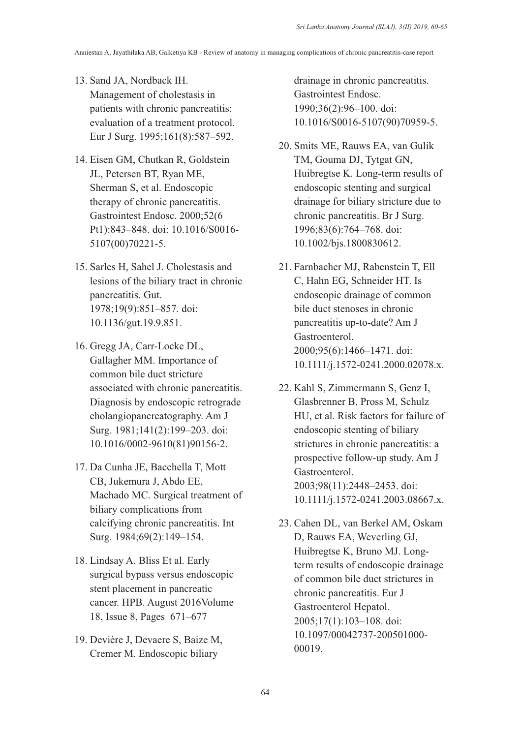13. Sand JA, Nordback IH. Management of cholestasis in patients with chronic pancreatitis: evaluation of a treatment protocol. Eur J Surg. 1995;161(8):587–592.

14. Eisen GM, Chutkan R, Goldstein JL, Petersen BT, Ryan ME, Sherman S, et al. Endoscopic therapy of chronic pancreatitis. Gastrointest Endosc. 2000;52(6 Pt1):843–848. doi: 10.1016/S0016-5107(00)70221-5.

15. Sarles H, Sahel J. Cholestasis and lesions of the biliary tract in chronic pancreatitis. Gut. 1978;19(9):851–857. doi: 10.1136/gut.19.9.851.

16. Gregg JA, Carr-Locke DL, Gallagher MM. Importance of common bile duct stricture associated with chronic pancreatitis. Diagnosis by endoscopic retrograde cholangiopancreatography. Am J Surg. 1981;141(2):199–203. doi: 10.1016/0002-9610(81)90156-2.

17. Da Cunha JE, Bacchella T, Mott CB, Jukemura J, Abdo EE, Machado MC. Surgical treatment of biliary complications from calcifying chronic pancreatitis. Int Surg. 1984;69(2):149–154.

18. Lindsay A. Bliss Et al. Early surgical bypass versus endoscopic stent placement in pancreatic cancer. HPB. August 2016Volume 18, Issue 8, Pages 671–677

19. Devière J, Devaere S, Baize M, Cremer M. Endoscopic biliary drainage in chronic pancreatitis. Gastrointest Endosc. 1990;36(2):96–100. doi: 10.1016/S0016-5107(90)70959-5.

20. Smits ME, Rauws EA, van Gulik TM, Gouma DJ, Tytgat GN, Huibregtse K. Long-term results of endoscopic stenting and surgical drainage for biliary stricture due to chronic pancreatitis. Br J Surg. 1996;83(6):764–768. doi: 10.1002/bjs.1800830612.

21. Farnbacher MJ, Rabenstein T, Ell C, Hahn EG, Schneider HT. Is endoscopic drainage of common bile duct stenoses in chronic pancreatitis up-to-date? Am J Gastroenterol. 2000;95(6):1466–1471. doi: 10.1111/j.1572-0241.2000.02078.x.

22. Kahl S, Zimmermann S, Genz I, Glasbrenner B, Pross M, Schulz HU, et al. Risk factors for failure of endoscopic stenting of biliary strictures in chronic pancreatitis: a prospective follow-up study. Am J Gastroenterol. 2003;98(11):2448–2453. doi: 10.1111/j.1572-0241.2003.08667.x.

23. Cahen DL, van Berkel AM, Oskam D, Rauws EA, Weverling GJ, Huibregtse K, Bruno MJ. Long-term results of endoscopic drainage of common bile duct strictures in chronic pancreatitis. Eur J Gastroenterol Hepatol. 2005;17(1):103–108. doi: 10.1097/00042737-200501000-00019.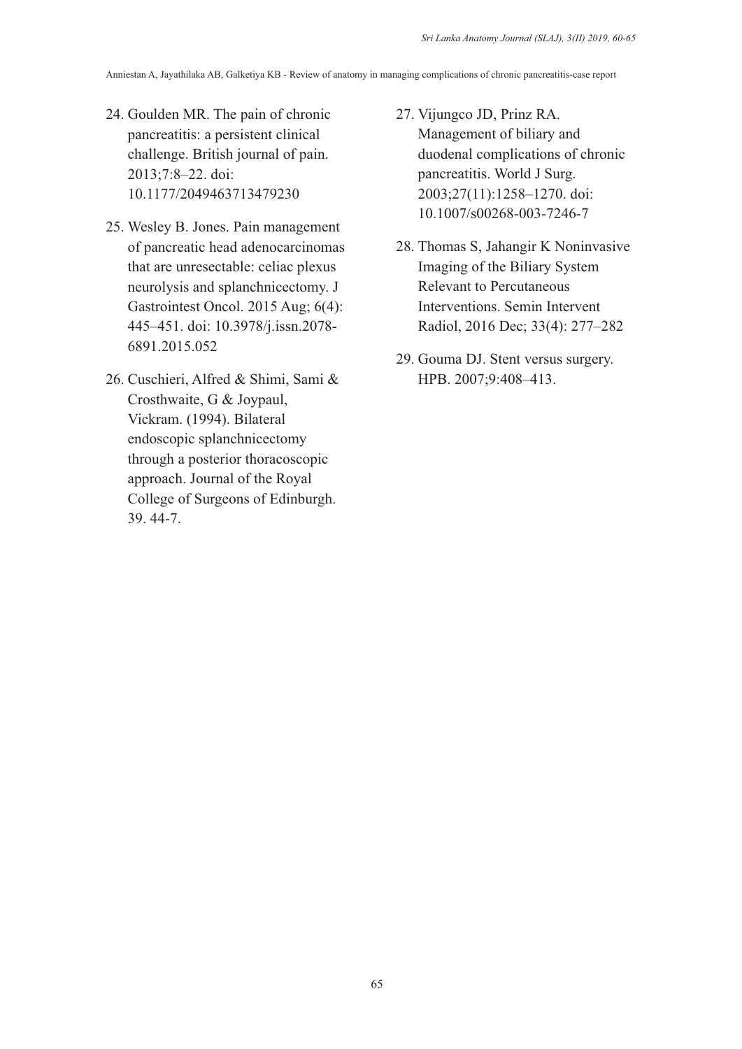24. Goulden MR. The pain of chronic pancreatitis: a persistent clinical challenge. British journal of pain. 2013;7:8–22. doi: 10.1177/2049463713479230

25. Wesley B. Jones. Pain management of pancreatic head adenocarcinomas that are unresectable: celiac plexus neurolysis and splanchnicectomy. J Gastrointest Oncol. 2015 Aug; 6(4): 445–451. doi: 10.3978/j.issn.2078-6891.2015.052

26. Cuschieri, Alfred & Shimi, Sami & Crosthwaite, G & Joypaul, Vickram. (1994). Bilateral endoscopic splanchnicectomy through a posterior thoracoscopic approach. Journal of the Royal College of Surgeons of Edinburgh. 39. 44-7.

27. Vijungco JD, Prinz RA. Management of biliary and duodenal complications of chronic pancreatitis. World J Surg. 2003;27(11):1258–1270. doi: 10.1007/s00268-003-7246-7

28. Thomas S, Jahangir K Noninvasive Imaging of the Biliary System Relevant to Percutaneous Interventions. Semin Intervent Radiol, 2016 Dec; 33(4): 277–282

29. Gouma DJ. Stent versus surgery. HPB. 2007;9:408–413.